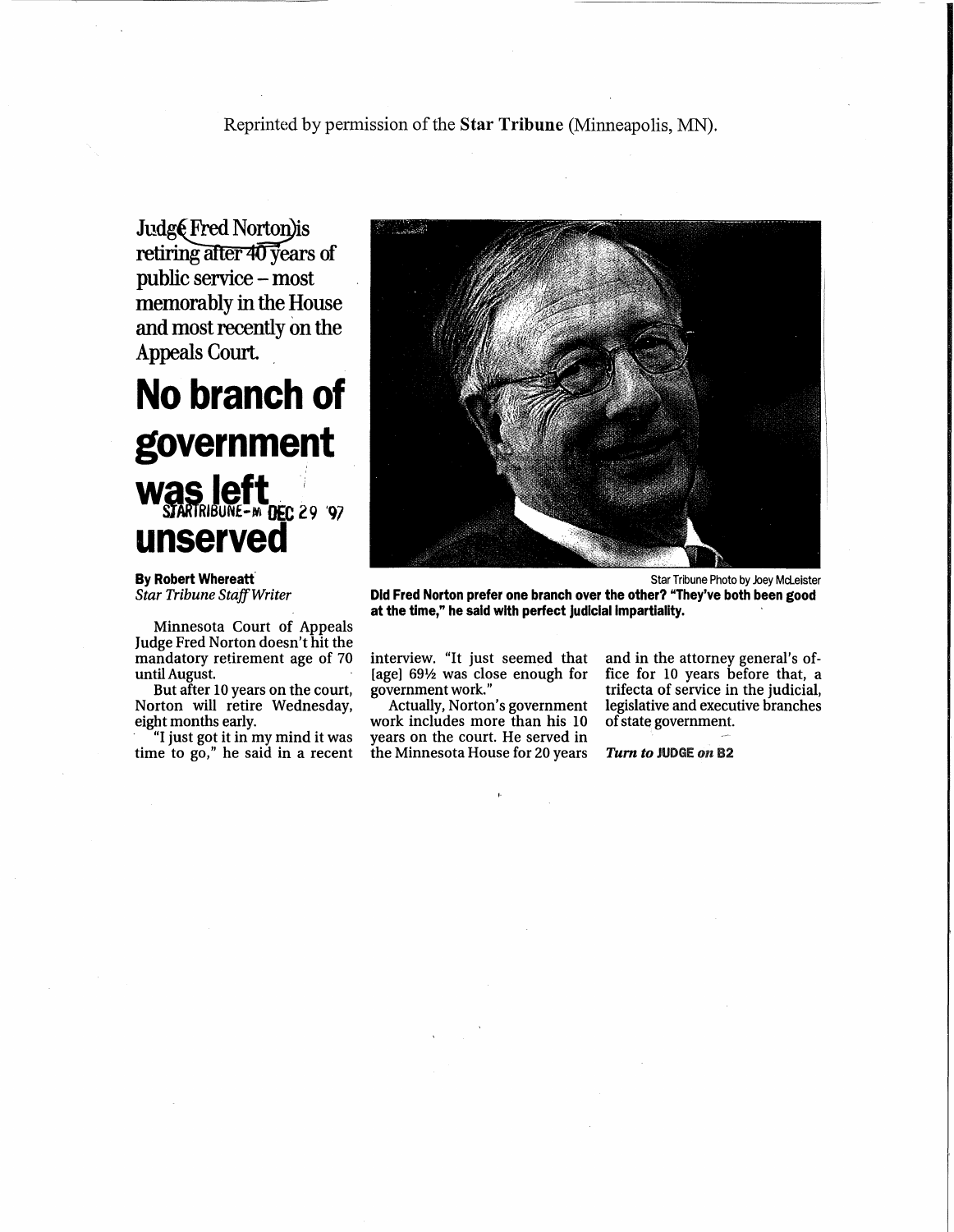Reprinted by permission of the **Star Tribune** (Minneapolis, MN).

**Judge Fred Norton is retiring after 40 years of public service – most memorably in the House and most recently on the Appeals Court.**

# No branch of government was left unserved

STARTRIBUNE-M DEC 29 '97

**By Robert Whereatt**
*Star Tribune Staff Writer*

Star Tribune Photo by Joey McLeister

**Did Fred Norton prefer one branch over the other? "They've both been good at the time," he said with perfect judicial impartiality.**

Minnesota Court of Appeals Judge Fred Norton doesn't hit the mandatory retirement age of 70 until August.

But after 10 years on the court, Norton will retire Wednesday, eight months early.

"I just got it in my mind it was time to go," he said in a recent interview. "It just seemed that [age] 69½ was close enough for government work."

Actually, Norton's government work includes more than his 10 years on the court. He served in the Minnesota House for 20 years and in the attorney general's office for 10 years before that, a trifecta of service in the judicial, legislative and executive branches of state government.

*Turn to* **JUDGE** *on* **B2**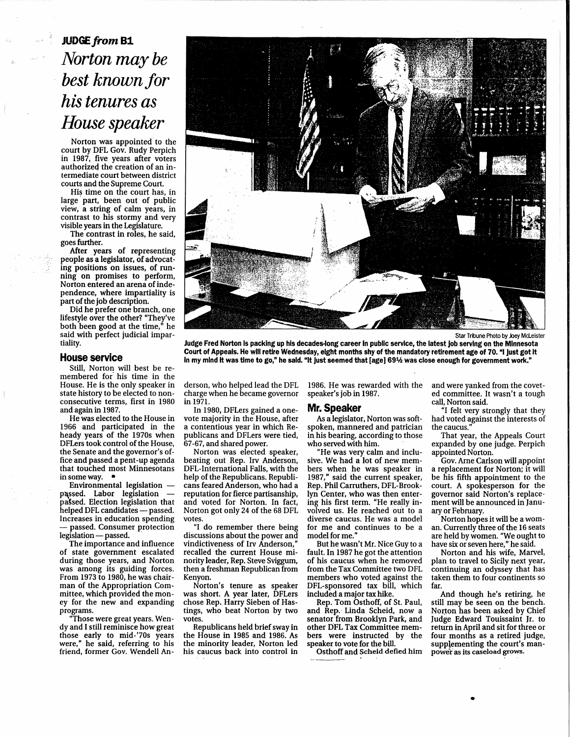**JUDGE *from* B1**

# *Norton may be best known for his tenures as House speaker*

Norton was appointed to the court by DFL Gov. Rudy Perpich in 1987, five years after voters authorized the creation of an intermediate court between district courts and the Supreme Court.

His time on the court has, in large part, been out of public view, a string of calm years, in contrast to his stormy and very visible years in the Legislature.

The contrast in roles, he said, goes further.

After years of representing people as a legislator, of advocating positions on issues, of running on promises to perform, Norton entered an arena of independence, where impartiality is part of the job description.

Did he prefer one branch, one lifestyle over the other? "They've both been good at the time," he said with perfect judicial impartiality.

Star Tribune Photo by Joey McLeister

**Judge Fred Norton is packing up his decades-long career in public service, the latest job serving on the Minnesota Court of Appeals. He will retire Wednesday, eight months shy of the mandatory retirement age of 70. "I just got it in my mind it was time to go," he said. "It just seemed that [age] 69½ was close enough for government work."**

## House service

Still, Norton will best be remembered for his time in the House. He is the only speaker in state history to be elected to nonconsecutive terms, first in 1980 and again in 1987.

He was elected to the House in 1966 and participated in the heady years of the 1970s when DFLers took control of the House, the Senate and the governor's office and passed a pent-up agenda that touched most Minnesotans in some way.

Environmental legislation — passed. Labor legislation — passed. Election legislation that helped DFL candidates — passed. Increases in education spending — passed. Consumer protection legislation — passed.

The importance and influence of state government escalated during those years, and Norton was among its guiding forces. From 1973 to 1980, he was chairman of the Appropriation Committee, which provided the money for the new and expanding programs.

"Those were great years. Wendy and I still reminisce how great those early to mid-'70s years were," he said, referring to his friend, former Gov. Wendell Anderson, who helped lead the DFL charge when he became governor in 1971.

In 1980, DFLers gained a one-vote majority in the House, after a contentious year in which Republicans and DFLers were tied, 67-67, and shared power.

Norton was elected speaker, beating out Rep. Irv Anderson, DFL-International Falls, with the help of the Republicans. Republicans feared Anderson, who had a reputation for fierce partisanship, and voted for Norton. In fact, Norton got only 24 of the 68 DFL votes.

"I do remember there being discussions about the power and vindictiveness of Irv Anderson," recalled the current House minority leader, Rep. Steve Sviggum, then a freshman Republican from Kenyon.

Norton's tenure as speaker was short. A year later, DFLers chose Rep. Harry Sieben of Hastings, who beat Norton by two votes.

Republicans held brief sway in the House in 1985 and 1986. As the minority leader, Norton led his caucus back into control in 1986. He was rewarded with the speaker's job in 1987.

## Mr. Speaker

As a legislator, Norton was soft-spoken, mannered and patrician in his bearing, according to those who served with him.

"He was very calm and inclusive. We had a lot of new members when he was speaker in 1987," said the current speaker, Rep. Phil Carruthers, DFL-Brooklyn Center, who was then entering his first term. "He really involved us. He reached out to a diverse caucus. He was a model for me and continues to be a model for me."

But he wasn't Mr. Nice Guy to a fault. In 1987 he got the attention of his caucus when he removed from the Tax Committee two DFL members who voted against the DFL-sponsored tax bill, which included a major tax hike.

Rep. Tom Osthoff, of St. Paul, and Rep. Linda Scheid, now a senator from Brooklyn Park, and other DFL Tax Committee members were instructed by the speaker to vote for the bill.

Osthoff and Scheid defied him and were yanked from the coveted committee. It wasn't a tough call, Norton said.

"I felt very strongly that they had voted against the interests of the caucus."

That year, the Appeals Court expanded by one judge. Perpich appointed Norton.

Gov. Arne Carlson will appoint a replacement for Norton; it will be his fifth appointment to the court. A spokesperson for the governor said Norton's replacement will be announced in January or February.

Norton hopes it will be a woman. Currently three of the 16 seats are held by women. "We ought to have six or seven here," he said.

Norton and his wife, Marvel, plan to travel to Sicily next year, continuing an odyssey that has taken them to four continents so far.

And though he's retiring, he still may be seen on the bench. Norton has been asked by Chief Judge Edward Toussaint Jr. to return in April and sit for three or four months as a retired judge, supplementing the court's manpower as its caseload grows.